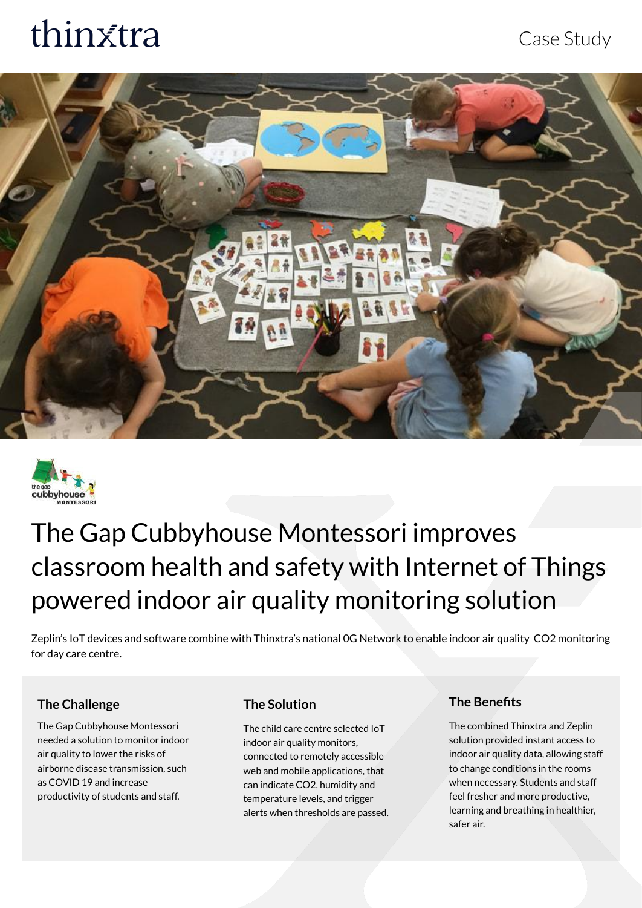thinxtra

Case Study

# The Gap Cubbyhouse Montessori improves classroom health and safety with Internet of Things powered indoor air quality monitoring solution

Zeplin's IoT devices and software combine with Thinxtra's national 0G Network to enable indoor air quality $CO_2$ monitoring for day care centre.

### The Challenge

The Gap Cubbyhouse Montessori needed a solution to monitor indoor air quality to lower the risks of airborne disease transmission, such as COVID 19 and increase productivity of students and staff.

### The Solution

The child care centre selected IoT indoor air quality monitors, connected to remotely accessible web and mobile applications, that can indicate $CO_2$, humidity and temperature levels, and trigger alerts when thresholds are passed.

### The Benefits

The combined Thinxtra and Zeplin solution provided instant access to indoor air quality data, allowing staff to change conditions in the rooms when necessary. Students and staff feel fresher and more productive, learning and breathing in healthier, safer air.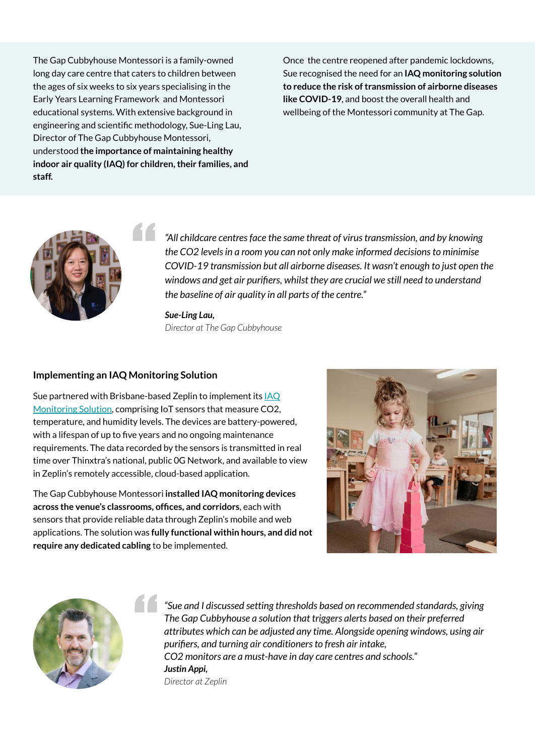The Gap Cubbyhouse Montessori is a family-owned long day care centre that caters to children between the ages of six weeks to six years specialising in the Early Years Learning Framework and Montessori educational systems. With extensive background in engineering and scientific methodology, Sue-Ling Lau, Director of The Gap Cubbyhouse Montessori, understood **the importance of maintaining healthy indoor air quality (IAQ) for children, their families, and staff.**

Once the centre reopened after pandemic lockdowns, Sue recognised the need for an **IAQ monitoring solution to reduce the risk of transmission of airborne diseases like COVID-19**, and boost the overall health and wellbeing of the Montessori community at The Gap.

> *"All childcare centres face the same threat of virus transmission, and by knowing the CO2 levels in a room you can not only make informed decisions to minimise COVID-19 transmission but all airborne diseases. It wasn't enough to just open the windows and get air purifiers, whilst they are crucial we still need to understand the baseline of air quality in all parts of the centre."*
>
> ***Sue-Ling Lau,***
> *Director at The Gap Cubbyhouse*

## Implementing an IAQ Monitoring Solution

Sue partnered with Brisbane-based Zeplin to implement its IAQ Monitoring Solution, comprising IoT sensors that measure CO2, temperature, and humidity levels. The devices are battery-powered, with a lifespan of up to five years and no ongoing maintenance requirements. The data recorded by the sensors is transmitted in real time over Thinxtra's national, public 0G Network, and available to view in Zeplin's remotely accessible, cloud-based application.

The Gap Cubbyhouse Montessori **installed IAQ monitoring devices across the venue's classrooms, offices, and corridors**, each with sensors that provide reliable data through Zeplin's mobile and web applications. The solution was **fully functional within hours, and did not require any dedicated cabling** to be implemented.

> *"Sue and I discussed setting thresholds based on recommended standards, giving The Gap Cubbyhouse a solution that triggers alerts based on their preferred attributes which can be adjusted any time. Alongside opening windows, using air purifiers, and turning air conditioners to fresh air intake, CO2 monitors are a must-have in day care centres and schools."*
>
> ***Justin Appi,***
> *Director at Zeplin*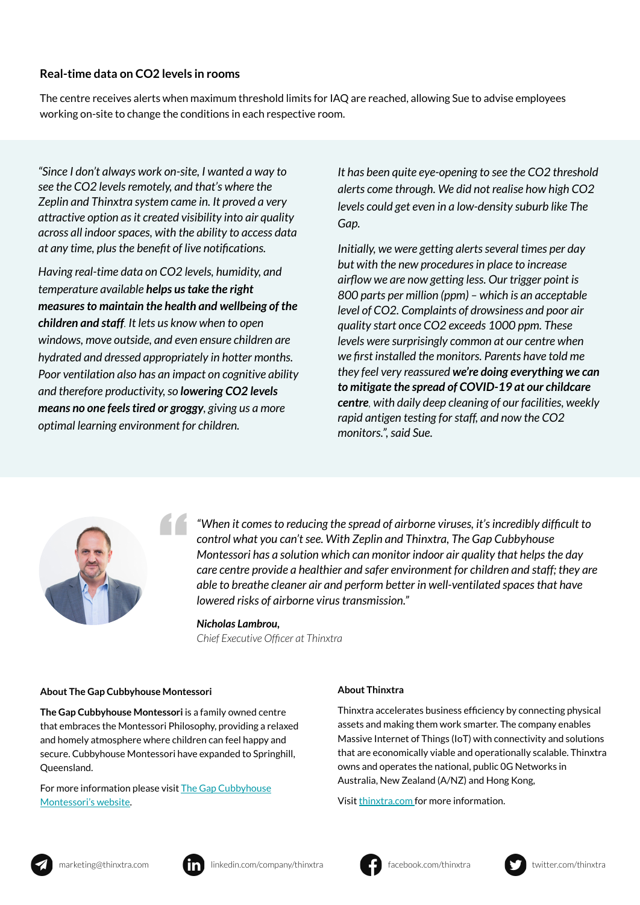### Real-time data on $CO_2$ levels in rooms

The centre receives alerts when maximum threshold limits for IAQ are reached, allowing Sue to advise employees working on-site to change the conditions in each respective room.

*"Since I don't always work on-site, I wanted a way to see the $CO_2$ levels remotely, and that's where the Zeplin and Thinxtra system came in. It proved a very attractive option as it created visibility into air quality across all indoor spaces, with the ability to access data at any time, plus the benefit of live notifications.*

*Having real-time data on $CO_2$ levels, humidity, and temperature available **helps us take the right measures to maintain the health and wellbeing of the children and staff**. It lets us know when to open windows, move outside, and even ensure children are hydrated and dressed appropriately in hotter months. Poor ventilation also has an impact on cognitive ability and therefore productivity, so **lowering $CO_2$ levels means no one feels tired or groggy**, giving us a more optimal learning environment for children.*

*It has been quite eye-opening to see the $CO_2$ threshold alerts come through. We did not realise how high $CO_2$ levels could get even in a low-density suburb like The Gap.*

*Initially, we were getting alerts several times per day but with the new procedures in place to increase airflow we are now getting less. Our trigger point is 800 parts per million (ppm) – which is an acceptable level of $CO_2$. Complaints of drowsiness and poor air quality start once $CO_2$ exceeds 1000 ppm. These levels were surprisingly common at our centre when we first installed the monitors. Parents have told me they feel very reassured **we're doing everything we can to mitigate the spread of COVID-19 at our childcare centre**, with daily deep cleaning of our facilities, weekly rapid antigen testing for staff, and now the $CO_2$ monitors.", said Sue.*

> *"When it comes to reducing the spread of airborne viruses, it's incredibly difficult to control what you can't see. With Zeplin and Thinxtra, The Gap Cubbyhouse Montessori has a solution which can monitor indoor air quality that helps the day care centre provide a healthier and safer environment for children and staff; they are able to breathe cleaner air and perform better in well-ventilated spaces that have lowered risks of airborne virus transmission."*
>
> ***Nicholas Lambrou,***
> *Chief Executive Officer at Thinxtra*

#### About The Gap Cubbyhouse Montessori

**The Gap Cubbyhouse Montessori** is a family owned centre that embraces the Montessori Philosophy, providing a relaxed and homely atmosphere where children can feel happy and secure. Cubbyhouse Montessori have expanded to Springhill, Queensland.

For more information please visit The Gap Cubbyhouse Montessori's website.

#### About Thinxtra

Thinxtra accelerates business efficiency by connecting physical assets and making them work smarter. The company enables Massive Internet of Things (IoT) with connectivity and solutions that are economically viable and operationally scalable. Thinxtra owns and operates the national, public 0G Networks in Australia, New Zealand (A/NZ) and Hong Kong,

Visit thinxtra.com for more information.

marketing@thinxtra.com | linkedin.com/company/thinxtra | facebook.com/thinxtra | twitter.com/thinxtra